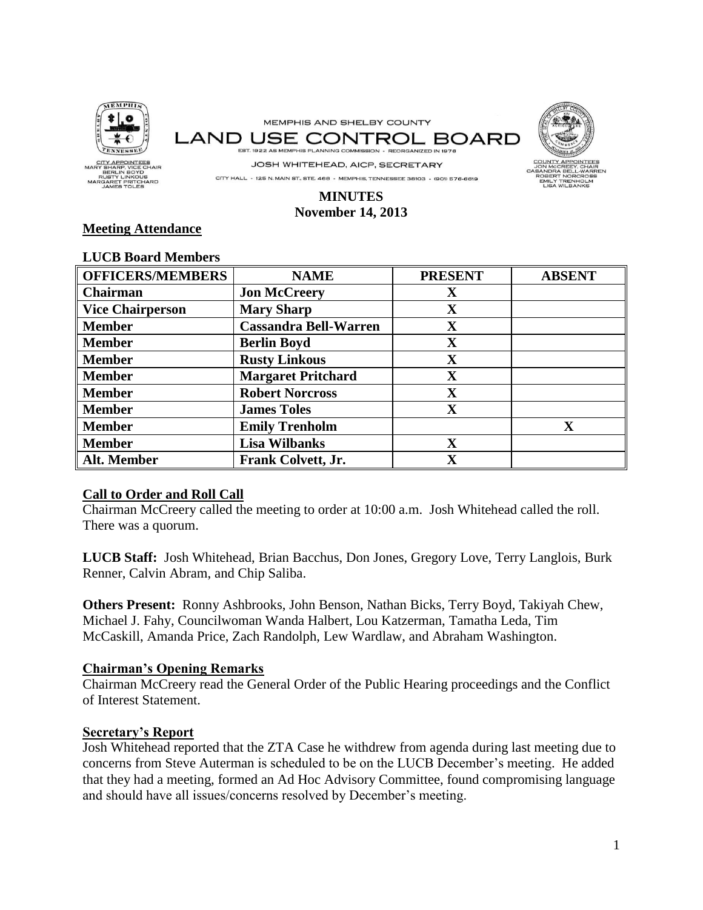MEMPHIS AND SHELBY COUNTY

# LAND USE CONTROL BOARD

EST. 1922 AS MEMPHIS PLANNING COMMISSION - REORGANIZED IN 1976

JOSH WHITEHEAD, AICP, SECRETARY

CITY HALL - 125 N. MAIN ST., STE. 468 - MEMPHIS, TENNESSEE 38103 - (901) 576-6619

CITY APPOINTEES
MARY SHARP, VICE CHAIR
BERLIN BOYD
RUSTY LINKOUS
MARGARET PRITCHARD
JAMES TOLES

COUNTY APPOINTEES
JON McCREEY, CHAIR
CASANDRA BELL-WARREN
ROBERT NORCROSS
EMILY TRENHOLM
LISA WILBANKS

## MINUTES
## November 14, 2013

### Meeting Attendance

**LUCB Board Members**

| OFFICERS/MEMBERS | NAME | PRESENT | ABSENT |
|---|---|---|---|
| **Chairman** | **Jon McCreery** | X | |
| **Vice Chairperson** | **Mary Sharp** | X | |
| **Member** | **Cassandra Bell-Warren** | X | |
| **Member** | **Berlin Boyd** | X | |
| **Member** | **Rusty Linkous** | X | |
| **Member** | **Margaret Pritchard** | X | |
| **Member** | **Robert Norcross** | X | |
| **Member** | **James Toles** | X | |
| **Member** | **Emily Trenholm** | | X |
| **Member** | **Lisa Wilbanks** | X | |
| **Alt. Member** | **Frank Colvett, Jr.** | X | |

### Call to Order and Roll Call

Chairman McCreery called the meeting to order at 10:00 a.m. Josh Whitehead called the roll. There was a quorum.

**LUCB Staff:** Josh Whitehead, Brian Bacchus, Don Jones, Gregory Love, Terry Langlois, Burk Renner, Calvin Abram, and Chip Saliba.

**Others Present:** Ronny Ashbrooks, John Benson, Nathan Bicks, Terry Boyd, Takiyah Chew, Michael J. Fahy, Councilwoman Wanda Halbert, Lou Katzerman, Tamatha Leda, Tim McCaskill, Amanda Price, Zach Randolph, Lew Wardlaw, and Abraham Washington.

### Chairman's Opening Remarks

Chairman McCreery read the General Order of the Public Hearing proceedings and the Conflict of Interest Statement.

### Secretary's Report

Josh Whitehead reported that the ZTA Case he withdrew from agenda during last meeting due to concerns from Steve Auterman is scheduled to be on the LUCB December's meeting. He added that they had a meeting, formed an Ad Hoc Advisory Committee, found compromising language and should have all issues/concerns resolved by December's meeting.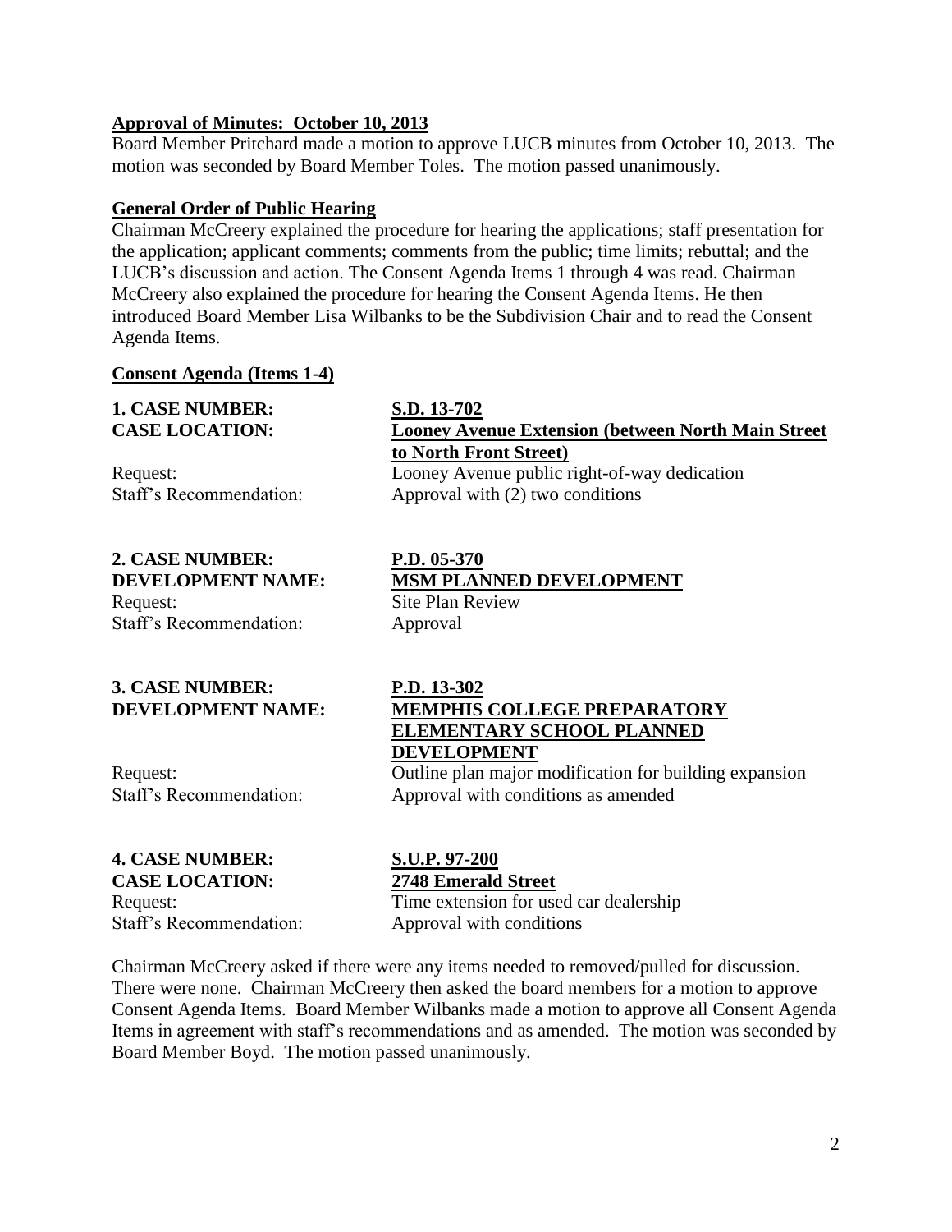**Approval of Minutes: October 10, 2013**

Board Member Pritchard made a motion to approve LUCB minutes from October 10, 2013. The motion was seconded by Board Member Toles. The motion passed unanimously.

**General Order of Public Hearing**

Chairman McCreery explained the procedure for hearing the applications; staff presentation for the application; applicant comments; comments from the public; time limits; rebuttal; and the LUCB's discussion and action. The Consent Agenda Items 1 through 4 was read. Chairman McCreery also explained the procedure for hearing the Consent Agenda Items. He then introduced Board Member Lisa Wilbanks to be the Subdivision Chair and to read the Consent Agenda Items.

**Consent Agenda (Items 1-4)**

**1. CASE NUMBER:** **S.D. 13-702**
**CASE LOCATION:** **Looney Avenue Extension (between North Main Street to North Front Street)**
Request: Looney Avenue public right-of-way dedication
Staff's Recommendation: Approval with (2) two conditions

**2. CASE NUMBER:** **P.D. 05-370**
**DEVELOPMENT NAME:** **MSM PLANNED DEVELOPMENT**
Request: Site Plan Review
Staff's Recommendation: Approval

**3. CASE NUMBER:** **P.D. 13-302**
**DEVELOPMENT NAME:** **MEMPHIS COLLEGE PREPARATORY ELEMENTARY SCHOOL PLANNED DEVELOPMENT**
Request: Outline plan major modification for building expansion
Staff's Recommendation: Approval with conditions as amended

**4. CASE NUMBER:** **S.U.P. 97-200**
**CASE LOCATION:** **2748 Emerald Street**
Request: Time extension for used car dealership
Staff's Recommendation: Approval with conditions

Chairman McCreery asked if there were any items needed to removed/pulled for discussion. There were none. Chairman McCreery then asked the board members for a motion to approve Consent Agenda Items. Board Member Wilbanks made a motion to approve all Consent Agenda Items in agreement with staff's recommendations and as amended. The motion was seconded by Board Member Boyd. The motion passed unanimously.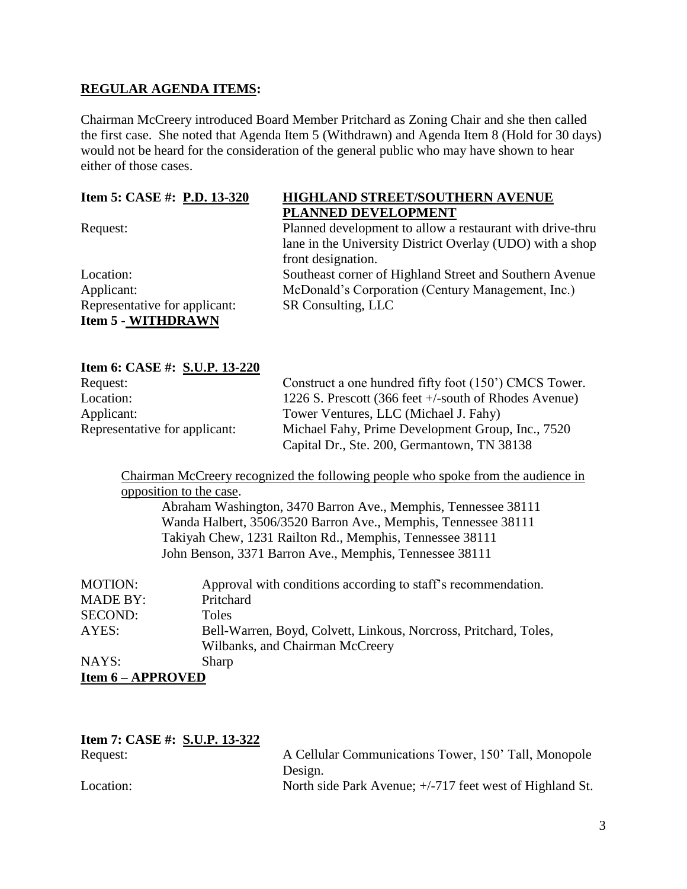**REGULAR AGENDA ITEMS:**

Chairman McCreery introduced Board Member Pritchard as Zoning Chair and she then called the first case. She noted that Agenda Item 5 (Withdrawn) and Agenda Item 8 (Hold for 30 days) would not be heard for the consideration of the general public who may have shown to hear either of those cases.

**Item 5: CASE #: P.D. 13-320** — **HIGHLAND STREET/SOUTHERN AVENUE PLANNED DEVELOPMENT**

Request: Planned development to allow a restaurant with drive-thru lane in the University District Overlay (UDO) with a shop front designation.

Location: Southeast corner of Highland Street and Southern Avenue

Applicant: McDonald's Corporation (Century Management, Inc.)

Representative for applicant: SR Consulting, LLC

**Item 5 - WITHDRAWN**

**Item 6: CASE #: S.U.P. 13-220**

Request: Construct a one hundred fifty foot (150') CMCS Tower.

Location: 1226 S. Prescott (366 feet +/-south of Rhodes Avenue)

Applicant: Tower Ventures, LLC (Michael J. Fahy)

Representative for applicant: Michael Fahy, Prime Development Group, Inc., 7520 Capital Dr., Ste. 200, Germantown, TN 38138

Chairman McCreery recognized the following people who spoke from the audience in opposition to the case.

- Abraham Washington, 3470 Barron Ave., Memphis, Tennessee 38111
- Wanda Halbert, 3506/3520 Barron Ave., Memphis, Tennessee 38111
- Takiyah Chew, 1231 Railton Rd., Memphis, Tennessee 38111
- John Benson, 3371 Barron Ave., Memphis, Tennessee 38111

MOTION: Approval with conditions according to staff's recommendation.

MADE BY: Pritchard

SECOND: Toles

AYES: Bell-Warren, Boyd, Colvett, Linkous, Norcross, Pritchard, Toles, Wilbanks, and Chairman McCreery

NAYS: Sharp

**Item 6 – APPROVED**

**Item 7: CASE #: S.U.P. 13-322**

Request: A Cellular Communications Tower, 150' Tall, Monopole Design.

Location: North side Park Avenue; +/-717 feet west of Highland St.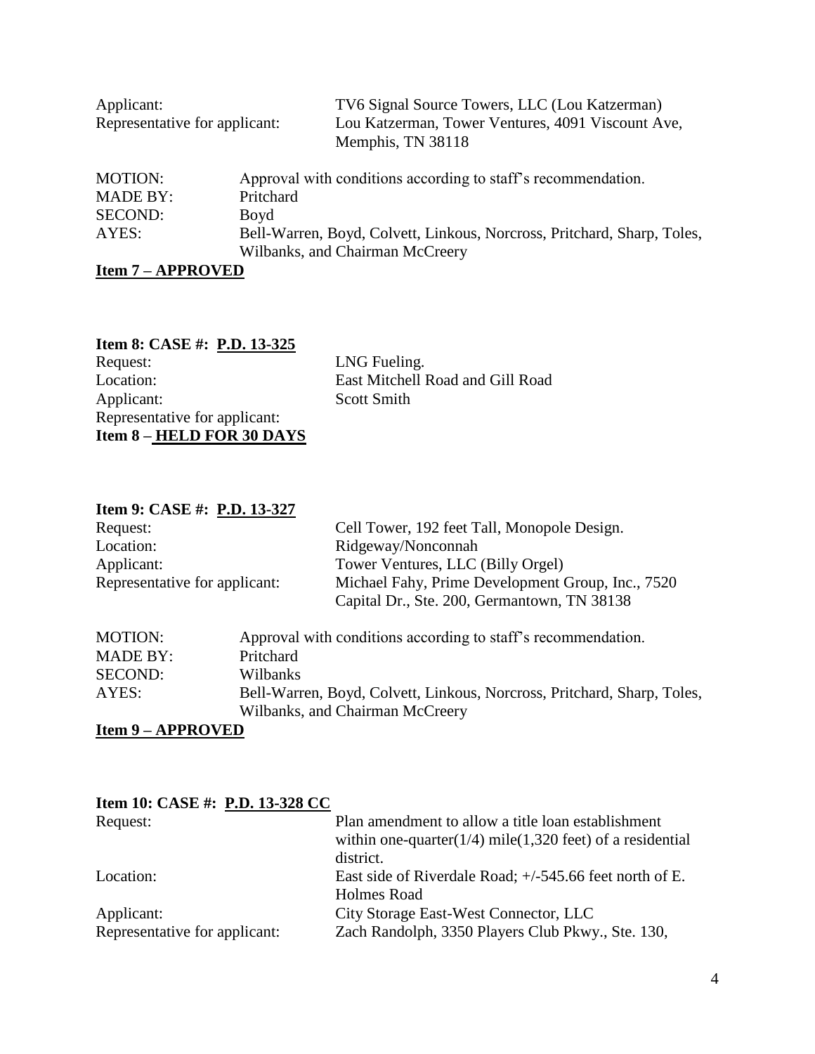Applicant: TV6 Signal Source Towers, LLC (Lou Katzerman)
Representative for applicant: Lou Katzerman, Tower Ventures, 4091 Viscount Ave, Memphis, TN 38118

MOTION: Approval with conditions according to staff's recommendation.
MADE BY: Pritchard
SECOND: Boyd
AYES: Bell-Warren, Boyd, Colvett, Linkous, Norcross, Pritchard, Sharp, Toles, Wilbanks, and Chairman McCreery

**Item 7 – APPROVED**

**Item 8: CASE #: P.D. 13-325**

Request: LNG Fueling.
Location: East Mitchell Road and Gill Road
Applicant: Scott Smith
Representative for applicant:

**Item 8 – HELD FOR 30 DAYS**

**Item 9: CASE #: P.D. 13-327**

Request: Cell Tower, 192 feet Tall, Monopole Design.
Location: Ridgeway/Nonconnah
Applicant: Tower Ventures, LLC (Billy Orgel)
Representative for applicant: Michael Fahy, Prime Development Group, Inc., 7520 Capital Dr., Ste. 200, Germantown, TN 38138

MOTION: Approval with conditions according to staff's recommendation.
MADE BY: Pritchard
SECOND: Wilbanks
AYES: Bell-Warren, Boyd, Colvett, Linkous, Norcross, Pritchard, Sharp, Toles, Wilbanks, and Chairman McCreery

**Item 9 – APPROVED**

**Item 10: CASE #: P.D. 13-328 CC**

Request: Plan amendment to allow a title loan establishment within one-quarter(1/4) mile(1,320 feet) of a residential district.
Location: East side of Riverdale Road; +/-545.66 feet north of E. Holmes Road
Applicant: City Storage East-West Connector, LLC
Representative for applicant: Zach Randolph, 3350 Players Club Pkwy., Ste. 130,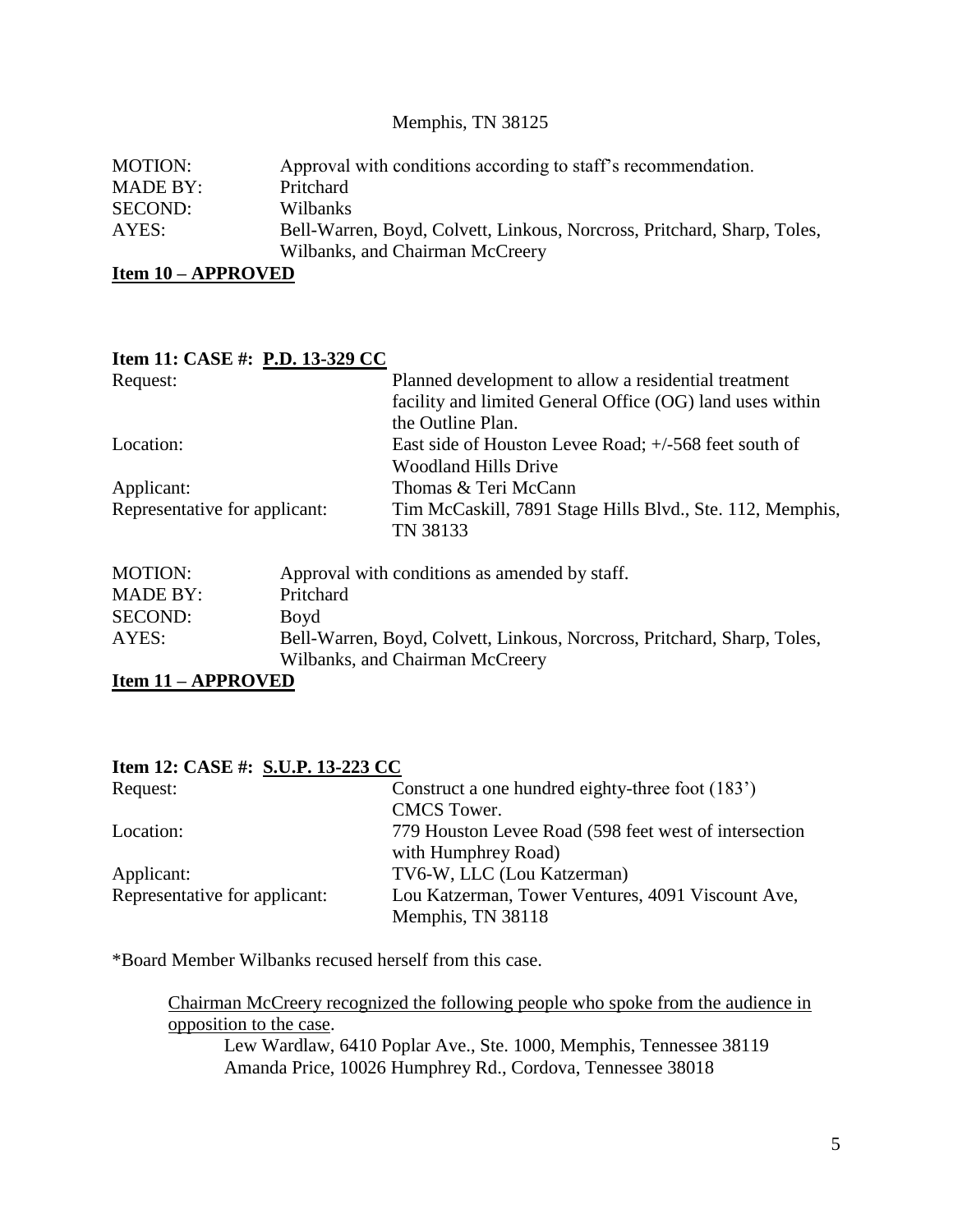Memphis, TN 38125

| | |
|---|---|
| MOTION: | Approval with conditions according to staff's recommendation. |
| MADE BY: | Pritchard |
| SECOND: | Wilbanks |
| AYES: | Bell-Warren, Boyd, Colvett, Linkous, Norcross, Pritchard, Sharp, Toles, Wilbanks, and Chairman McCreery |

**Item 10 – APPROVED**

**Item 11: CASE #: P.D. 13-329 CC**

| | |
|---|---|
| Request: | Planned development to allow a residential treatment facility and limited General Office (OG) land uses within the Outline Plan. |
| Location: | East side of Houston Levee Road; +/-568 feet south of Woodland Hills Drive |
| Applicant: | Thomas & Teri McCann |
| Representative for applicant: | Tim McCaskill, 7891 Stage Hills Blvd., Ste. 112, Memphis, TN 38133 |

| | |
|---|---|
| MOTION: | Approval with conditions as amended by staff. |
| MADE BY: | Pritchard |
| SECOND: | Boyd |
| AYES: | Bell-Warren, Boyd, Colvett, Linkous, Norcross, Pritchard, Sharp, Toles, Wilbanks, and Chairman McCreery |

**Item 11 – APPROVED**

**Item 12: CASE #: S.U.P. 13-223 CC**

| | |
|---|---|
| Request: | Construct a one hundred eighty-three foot (183') CMCS Tower. |
| Location: | 779 Houston Levee Road (598 feet west of intersection with Humphrey Road) |
| Applicant: | TV6-W, LLC (Lou Katzerman) |
| Representative for applicant: | Lou Katzerman, Tower Ventures, 4091 Viscount Ave, Memphis, TN 38118 |

*Board Member Wilbanks recused herself from this case.

Chairman McCreery recognized the following people who spoke from the audience in opposition to the case.

Lew Wardlaw, 6410 Poplar Ave., Ste. 1000, Memphis, Tennessee 38119
Amanda Price, 10026 Humphrey Rd., Cordova, Tennessee 38018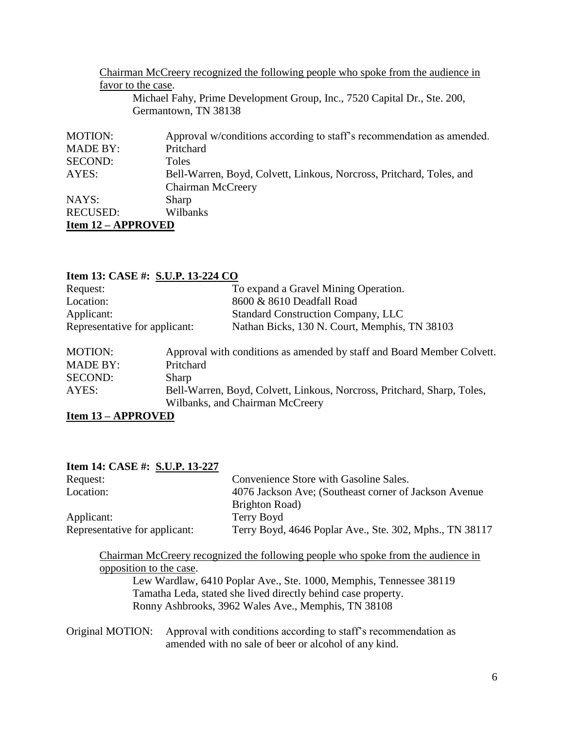Chairman McCreery recognized the following people who spoke from the audience in favor to the case.

Michael Fahy, Prime Development Group, Inc., 7520 Capital Dr., Ste. 200, Germantown, TN 38138

| | |
|---|---|
| MOTION: | Approval w/conditions according to staff's recommendation as amended. |
| MADE BY: | Pritchard |
| SECOND: | Toles |
| AYES: | Bell-Warren, Boyd, Colvett, Linkous, Norcross, Pritchard, Toles, and Chairman McCreery |
| NAYS: | Sharp |
| RECUSED: | Wilbanks |

**Item 12 – APPROVED**

**Item 13: CASE #: S.U.P. 13-224 CO**

| | |
|---|---|
| Request: | To expand a Gravel Mining Operation. |
| Location: | 8600 & 8610 Deadfall Road |
| Applicant: | Standard Construction Company, LLC |
| Representative for applicant: | Nathan Bicks, 130 N. Court, Memphis, TN 38103 |

| | |
|---|---|
| MOTION: | Approval with conditions as amended by staff and Board Member Colvett. |
| MADE BY: | Pritchard |
| SECOND: | Sharp |
| AYES: | Bell-Warren, Boyd, Colvett, Linkous, Norcross, Pritchard, Sharp, Toles, Wilbanks, and Chairman McCreery |

**Item 13 – APPROVED**

**Item 14: CASE #: S.U.P. 13-227**

| | |
|---|---|
| Request: | Convenience Store with Gasoline Sales. |
| Location: | 4076 Jackson Ave; (Southeast corner of Jackson Avenue Brighton Road) |
| Applicant: | Terry Boyd |
| Representative for applicant: | Terry Boyd, 4646 Poplar Ave., Ste. 302, Mphs., TN 38117 |

Chairman McCreery recognized the following people who spoke from the audience in opposition to the case.

Lew Wardlaw, 6410 Poplar Ave., Ste. 1000, Memphis, Tennessee 38119
Tamatha Leda, stated she lived directly behind case property.
Ronny Ashbrooks, 3962 Wales Ave., Memphis, TN 38108

Original MOTION: Approval with conditions according to staff's recommendation as amended with no sale of beer or alcohol of any kind.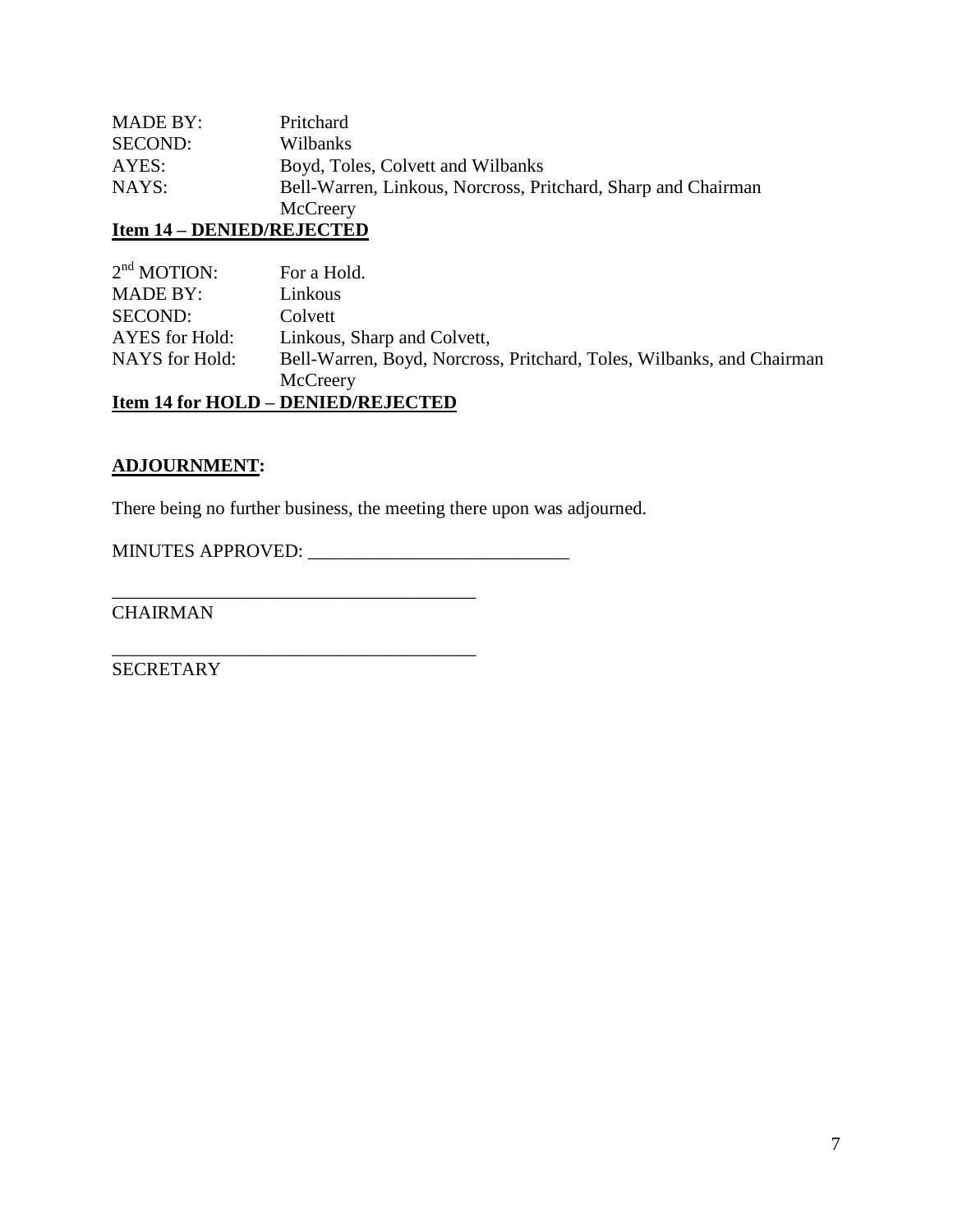| | |
|---|---|
| MADE BY: | Pritchard |
| SECOND: | Wilbanks |
| AYES: | Boyd, Toles, Colvett and Wilbanks |
| NAYS: | Bell-Warren, Linkous, Norcross, Pritchard, Sharp and Chairman McCreery |

**Item 14 – DENIED/REJECTED**

| | |
|---|---|
| 2nd MOTION: | For a Hold. |
| MADE BY: | Linkous |
| SECOND: | Colvett |
| AYES for Hold: | Linkous, Sharp and Colvett, |
| NAYS for Hold: | Bell-Warren, Boyd, Norcross, Pritchard, Toles, Wilbanks, and Chairman McCreery |

**Item 14 for HOLD – DENIED/REJECTED**

**ADJOURNMENT:**

There being no further business, the meeting there upon was adjourned.

MINUTES APPROVED: ____________________________

_______________________________________
CHAIRMAN

_______________________________________
SECRETARY